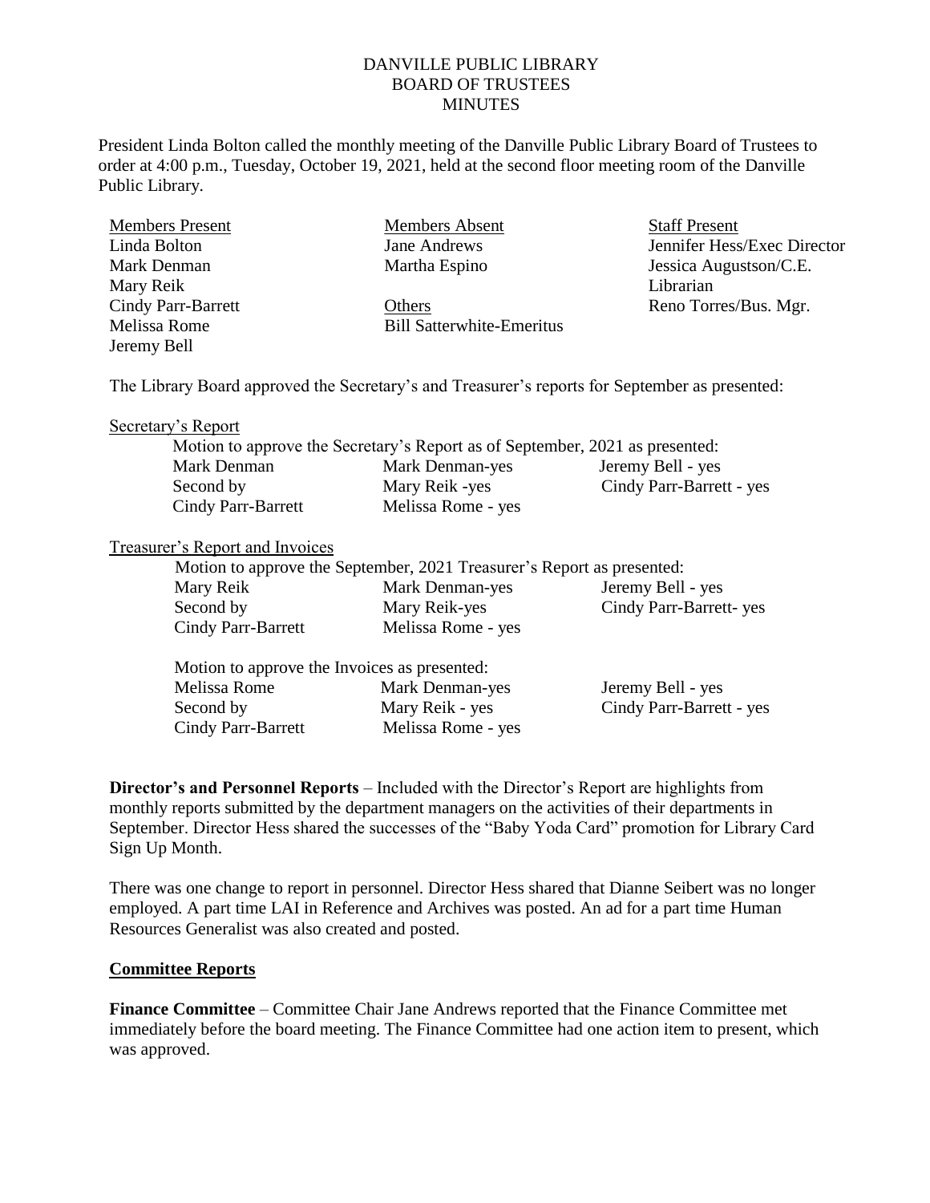DANVILLE PUBLIC LIBRARY
BOARD OF TRUSTEES
MINUTES

President Linda Bolton called the monthly meeting of the Danville Public Library Board of Trustees to order at 4:00 p.m., Tuesday, October 19, 2021, held at the second floor meeting room of the Danville Public Library.

| Members Present | Members Absent | Staff Present |
|---|---|---|
| Linda Bolton | Jane Andrews | Jennifer Hess/Exec Director |
| Mark Denman | Martha Espino | Jessica Augustson/C.E. Librarian |
| Mary Reik | | |
| Cindy Parr-Barrett | Others | Reno Torres/Bus. Mgr. |
| Melissa Rome | Bill Satterwhite-Emeritus | |
| Jeremy Bell | | |

The Library Board approved the Secretary's and Treasurer's reports for September as presented:

Secretary's Report

Motion to approve the Secretary's Report as of September, 2021 as presented:

| | | |
|---|---|---|
| Mark Denman | Mark Denman-yes | Jeremy Bell - yes |
| Second by | Mary Reik -yes | Cindy Parr-Barrett - yes |
| Cindy Parr-Barrett | Melissa Rome - yes | |

Treasurer's Report and Invoices

Motion to approve the September, 2021 Treasurer's Report as presented:

| | | |
|---|---|---|
| Mary Reik | Mark Denman-yes | Jeremy Bell - yes |
| Second by | Mary Reik-yes | Cindy Parr-Barrett- yes |
| Cindy Parr-Barrett | Melissa Rome - yes | |

Motion to approve the Invoices as presented:

| | | |
|---|---|---|
| Melissa Rome | Mark Denman-yes | Jeremy Bell - yes |
| Second by | Mary Reik - yes | Cindy Parr-Barrett - yes |
| Cindy Parr-Barrett | Melissa Rome - yes | |

**Director's and Personnel Reports** – Included with the Director's Report are highlights from monthly reports submitted by the department managers on the activities of their departments in September. Director Hess shared the successes of the "Baby Yoda Card" promotion for Library Card Sign Up Month.

There was one change to report in personnel. Director Hess shared that Dianne Seibert was no longer employed. A part time LAI in Reference and Archives was posted. An ad for a part time Human Resources Generalist was also created and posted.

**Committee Reports**

**Finance Committee** – Committee Chair Jane Andrews reported that the Finance Committee met immediately before the board meeting. The Finance Committee had one action item to present, which was approved.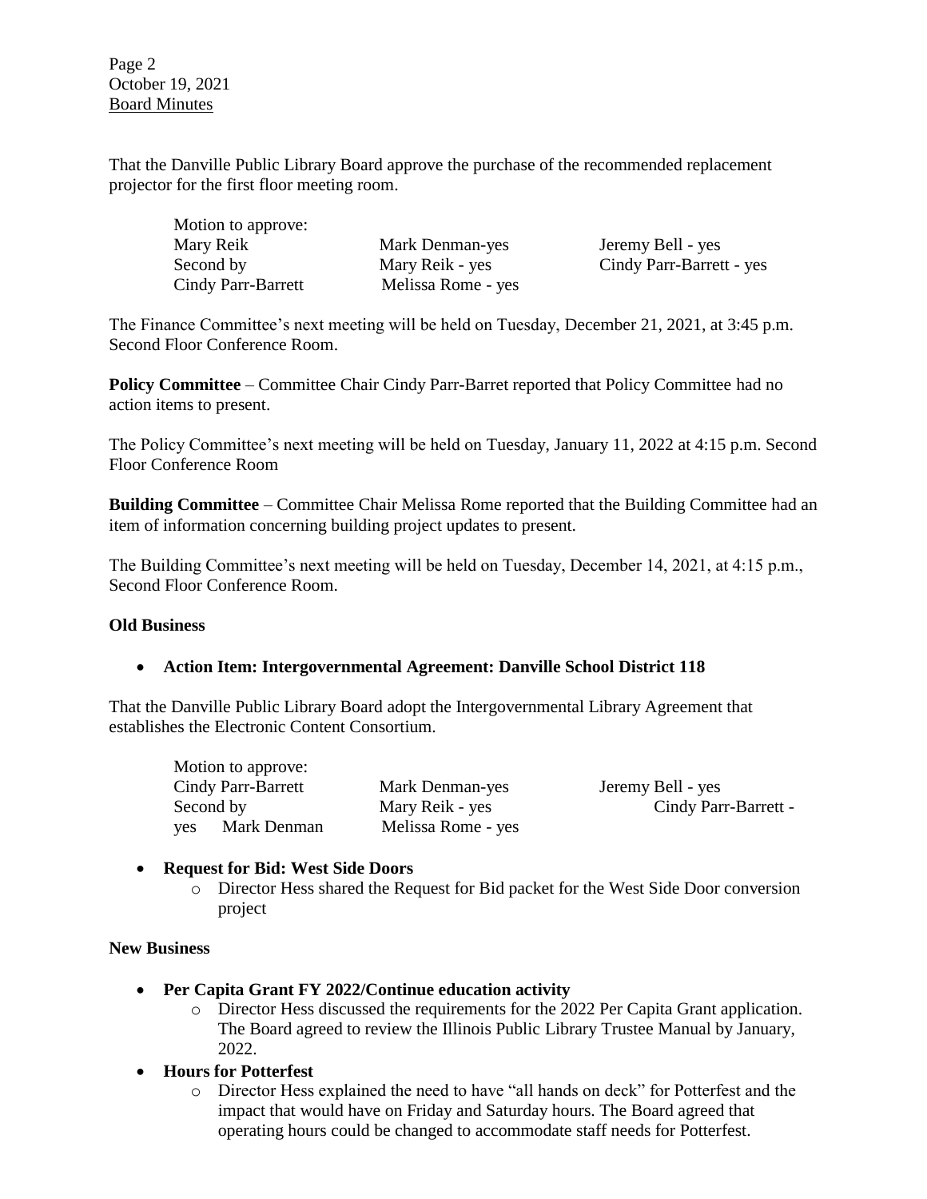That the Danville Public Library Board approve the purchase of the recommended replacement projector for the first floor meeting room.

| Motion to approve: | | |
|---|---|---|
| Mary Reik | Mark Denman-yes | Jeremy Bell - yes |
| Second by | Mary Reik - yes | Cindy Parr-Barrett - yes |
| Cindy Parr-Barrett | Melissa Rome - yes | |

The Finance Committee's next meeting will be held on Tuesday, December 21, 2021, at 3:45 p.m. Second Floor Conference Room.

**Policy Committee** – Committee Chair Cindy Parr-Barret reported that Policy Committee had no action items to present.

The Policy Committee's next meeting will be held on Tuesday, January 11, 2022 at 4:15 p.m. Second Floor Conference Room

**Building Committee** – Committee Chair Melissa Rome reported that the Building Committee had an item of information concerning building project updates to present.

The Building Committee's next meeting will be held on Tuesday, December 14, 2021, at 4:15 p.m., Second Floor Conference Room.

**Old Business**

- **Action Item: Intergovernmental Agreement: Danville School District 118**

That the Danville Public Library Board adopt the Intergovernmental Library Agreement that establishes the Electronic Content Consortium.

| Motion to approve: | | |
|---|---|---|
| Cindy Parr-Barrett | Mark Denman-yes | Jeremy Bell - yes |
| Second by | Mary Reik - yes | Cindy Parr-Barrett - yes |
| Mark Denman | Melissa Rome - yes | |

- **Request for Bid: West Side Doors**
  - Director Hess shared the Request for Bid packet for the West Side Door conversion project

**New Business**

- **Per Capita Grant FY 2022/Continue education activity**
  - Director Hess discussed the requirements for the 2022 Per Capita Grant application. The Board agreed to review the Illinois Public Library Trustee Manual by January, 2022.
- **Hours for Potterfest**
  - Director Hess explained the need to have "all hands on deck" for Potterfest and the impact that would have on Friday and Saturday hours. The Board agreed that operating hours could be changed to accommodate staff needs for Potterfest.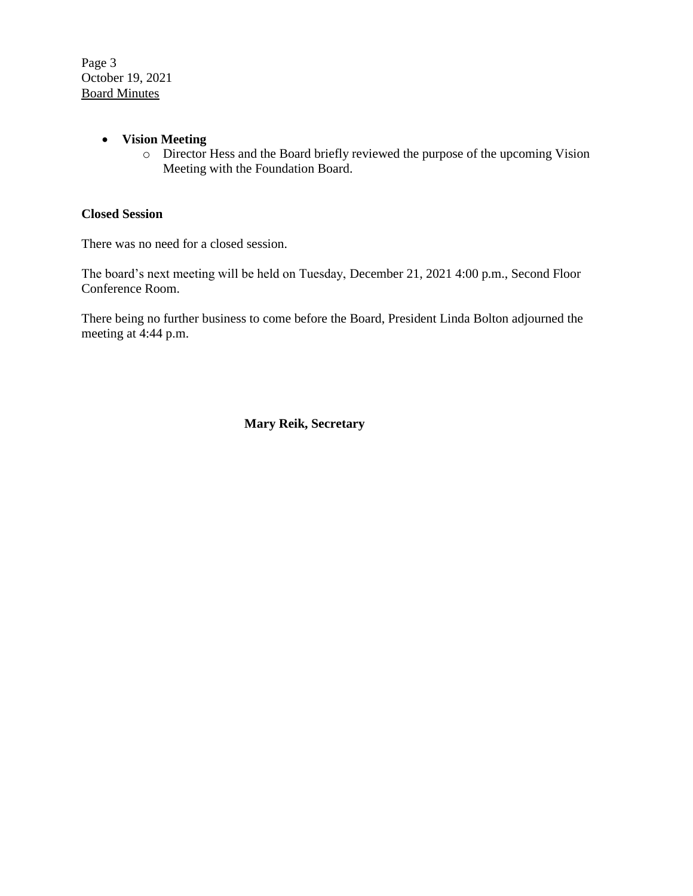- **Vision Meeting**
    - Director Hess and the Board briefly reviewed the purpose of the upcoming Vision Meeting with the Foundation Board.

**Closed Session**

There was no need for a closed session.

The board's next meeting will be held on Tuesday, December 21, 2021 4:00 p.m., Second Floor Conference Room.

There being no further business to come before the Board, President Linda Bolton adjourned the meeting at 4:44 p.m.

**Mary Reik, Secretary**